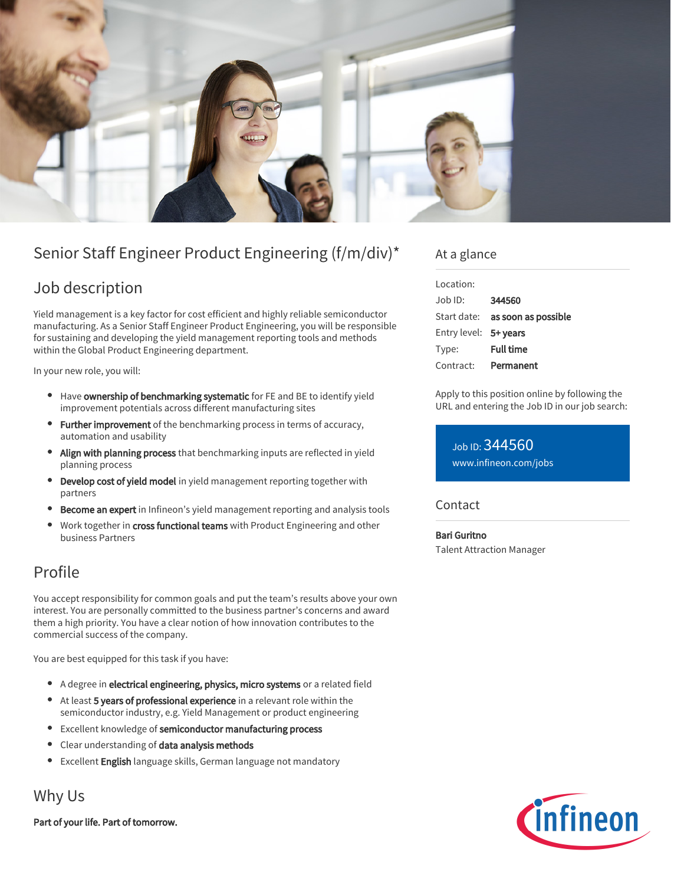# Senior Staff Engineer Product Engineering (f/m/div)*

## Job description

Yield management is a key factor for cost efficient and highly reliable semiconductor manufacturing. As a Senior Staff Engineer Product Engineering, you will be responsible for sustaining and developing the yield management reporting tools and methods within the Global Product Engineering department.

In your new role, you will:

- Have **ownership of benchmarking systematic** for FE and BE to identify yield improvement potentials across different manufacturing sites
- **Further improvement** of the benchmarking process in terms of accuracy, automation and usability
- **Align with planning process** that benchmarking inputs are reflected in yield planning process
- **Develop cost of yield model** in yield management reporting together with partners
- **Become an expert** in Infineon's yield management reporting and analysis tools
- Work together in **cross functional teams** with Product Engineering and other business Partners

## Profile

You accept responsibility for common goals and put the team's results above your own interest. You are personally committed to the business partner's concerns and award them a high priority. You have a clear notion of how innovation contributes to the commercial success of the company.

You are best equipped for this task if you have:

- A degree in **electrical engineering, physics, micro systems** or a related field
- At least **5 years of professional experience** in a relevant role within the semiconductor industry, e.g. Yield Management or product engineering
- Excellent knowledge of **semiconductor manufacturing process**
- Clear understanding of **data analysis methods**
- Excellent **English** language skills, German language not mandatory

## Why Us

**Part of your life. Part of tomorrow.**

## At a glance

| | |
|---|---|
| Location: | |
| Job ID: | **344560** |
| Start date: | **as soon as possible** |
| Entry level: | **5+ years** |
| Type: | **Full time** |
| Contract: | **Permanent** |

Apply to this position online by following the URL and entering the Job ID in our job search:

Job ID: 344560
www.infineon.com/jobs

## Contact

**Bari Guritno**
Talent Attraction Manager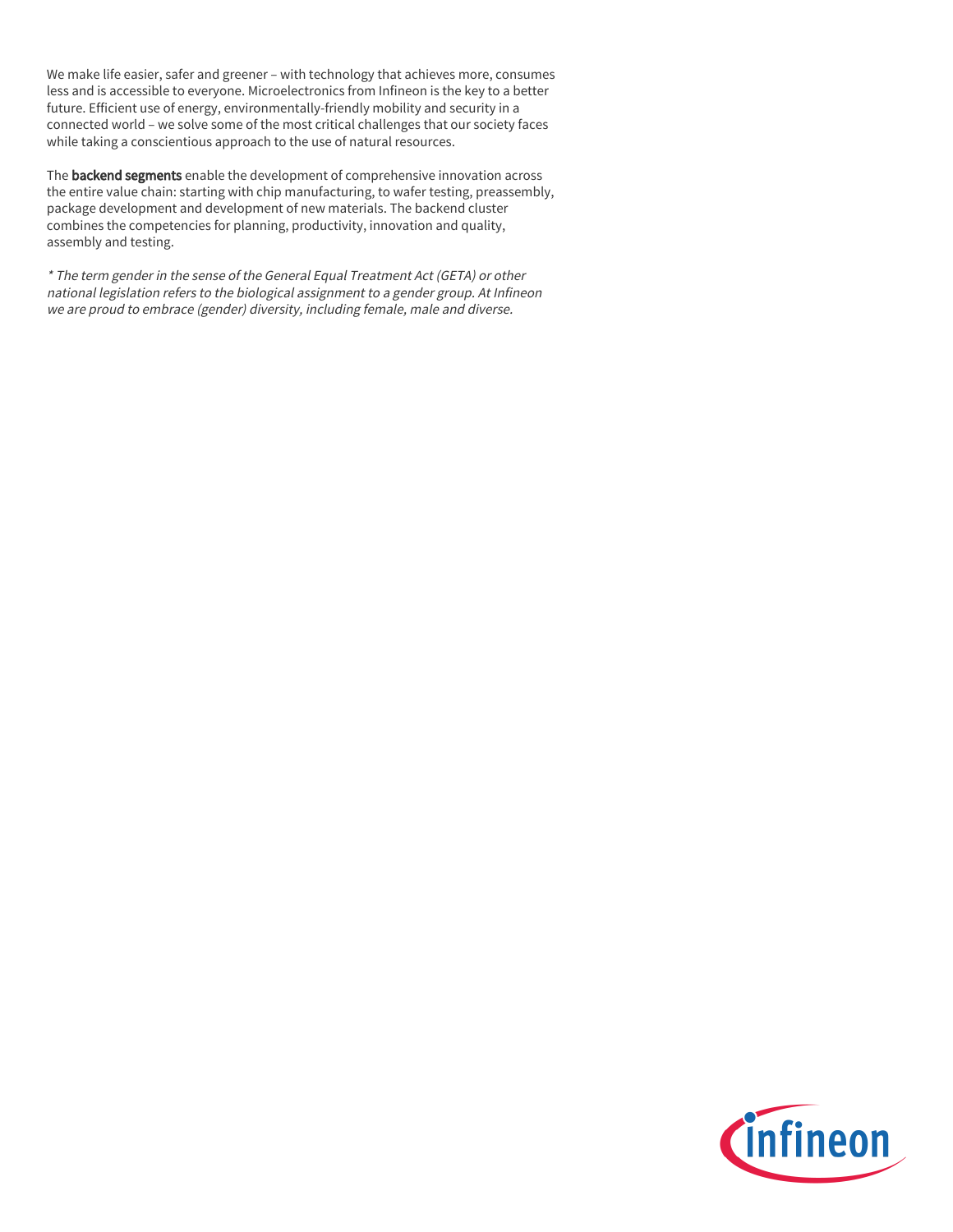We make life easier, safer and greener – with technology that achieves more, consumes less and is accessible to everyone. Microelectronics from Infineon is the key to a better future. Efficient use of energy, environmentally-friendly mobility and security in a connected world – we solve some of the most critical challenges that our society faces while taking a conscientious approach to the use of natural resources.

The **backend segments** enable the development of comprehensive innovation across the entire value chain: starting with chip manufacturing, to wafer testing, preassembly, package development and development of new materials. The backend cluster combines the competencies for planning, productivity, innovation and quality, assembly and testing.

*\* The term gender in the sense of the General Equal Treatment Act (GETA) or other national legislation refers to the biological assignment to a gender group. At Infineon we are proud to embrace (gender) diversity, including female, male and diverse.*